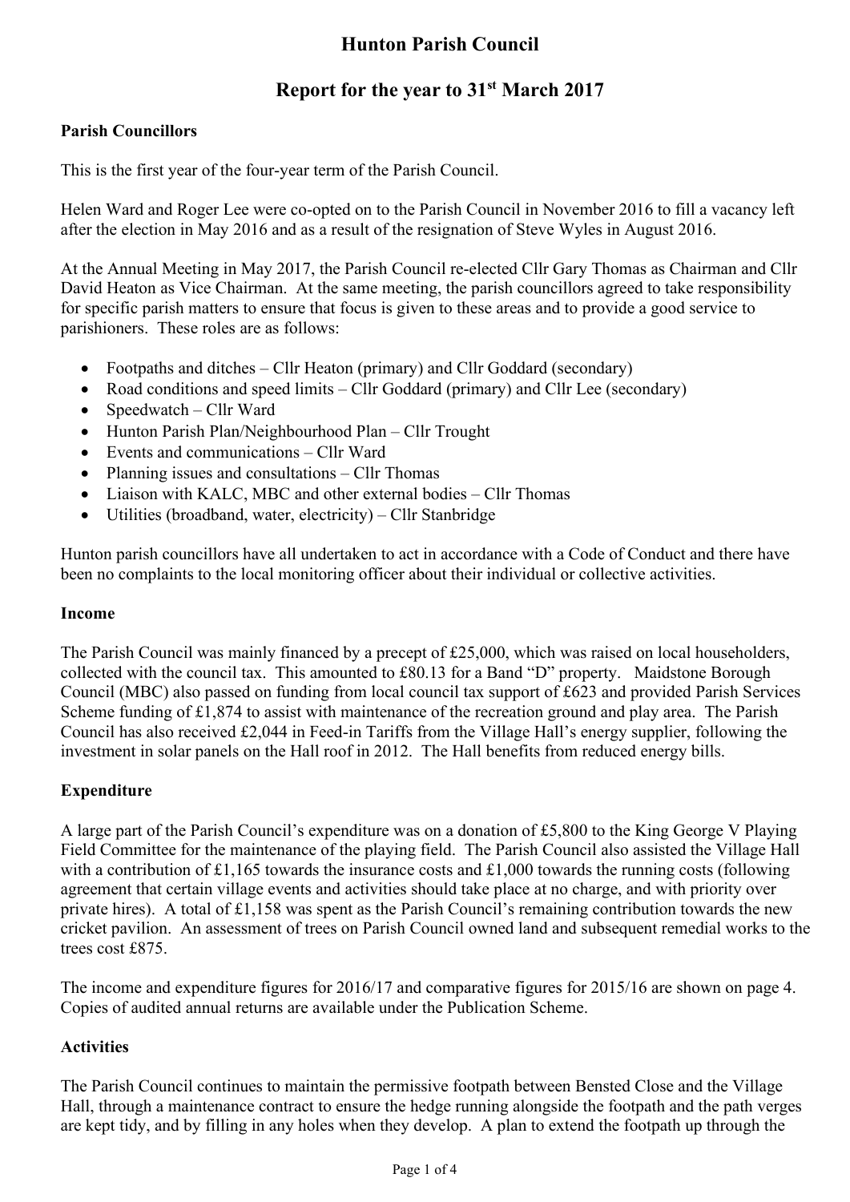# Hunton Parish Council

## Report for the year to 31st March 2017

### Parish Councillors

This is the first year of the four-year term of the Parish Council.

Helen Ward and Roger Lee were co-opted on to the Parish Council in November 2016 to fill a vacancy left after the election in May 2016 and as a result of the resignation of Steve Wyles in August 2016.

At the Annual Meeting in May 2017, the Parish Council re-elected Cllr Gary Thomas as Chairman and Cllr David Heaton as Vice Chairman. At the same meeting, the parish councillors agreed to take responsibility for specific parish matters to ensure that focus is given to these areas and to provide a good service to parishioners. These roles are as follows:

- Footpaths and ditches – Cllr Heaton (primary) and Cllr Goddard (secondary)
- Road conditions and speed limits – Cllr Goddard (primary) and Cllr Lee (secondary)
- Speedwatch – Cllr Ward
- Hunton Parish Plan/Neighbourhood Plan – Cllr Trought
- Events and communications – Cllr Ward
- Planning issues and consultations – Cllr Thomas
- Liaison with KALC, MBC and other external bodies – Cllr Thomas
- Utilities (broadband, water, electricity) – Cllr Stanbridge

Hunton parish councillors have all undertaken to act in accordance with a Code of Conduct and there have been no complaints to the local monitoring officer about their individual or collective activities.

### Income

The Parish Council was mainly financed by a precept of £25,000, which was raised on local householders, collected with the council tax. This amounted to £80.13 for a Band "D" property. Maidstone Borough Council (MBC) also passed on funding from local council tax support of £623 and provided Parish Services Scheme funding of £1,874 to assist with maintenance of the recreation ground and play area. The Parish Council has also received £2,044 in Feed-in Tariffs from the Village Hall's energy supplier, following the investment in solar panels on the Hall roof in 2012. The Hall benefits from reduced energy bills.

### Expenditure

A large part of the Parish Council's expenditure was on a donation of £5,800 to the King George V Playing Field Committee for the maintenance of the playing field. The Parish Council also assisted the Village Hall with a contribution of £1,165 towards the insurance costs and £1,000 towards the running costs (following agreement that certain village events and activities should take place at no charge, and with priority over private hires). A total of £1,158 was spent as the Parish Council's remaining contribution towards the new cricket pavilion. An assessment of trees on Parish Council owned land and subsequent remedial works to the trees cost £875.

The income and expenditure figures for 2016/17 and comparative figures for 2015/16 are shown on page 4. Copies of audited annual returns are available under the Publication Scheme.

### Activities

The Parish Council continues to maintain the permissive footpath between Bensted Close and the Village Hall, through a maintenance contract to ensure the hedge running alongside the footpath and the path verges are kept tidy, and by filling in any holes when they develop. A plan to extend the footpath up through the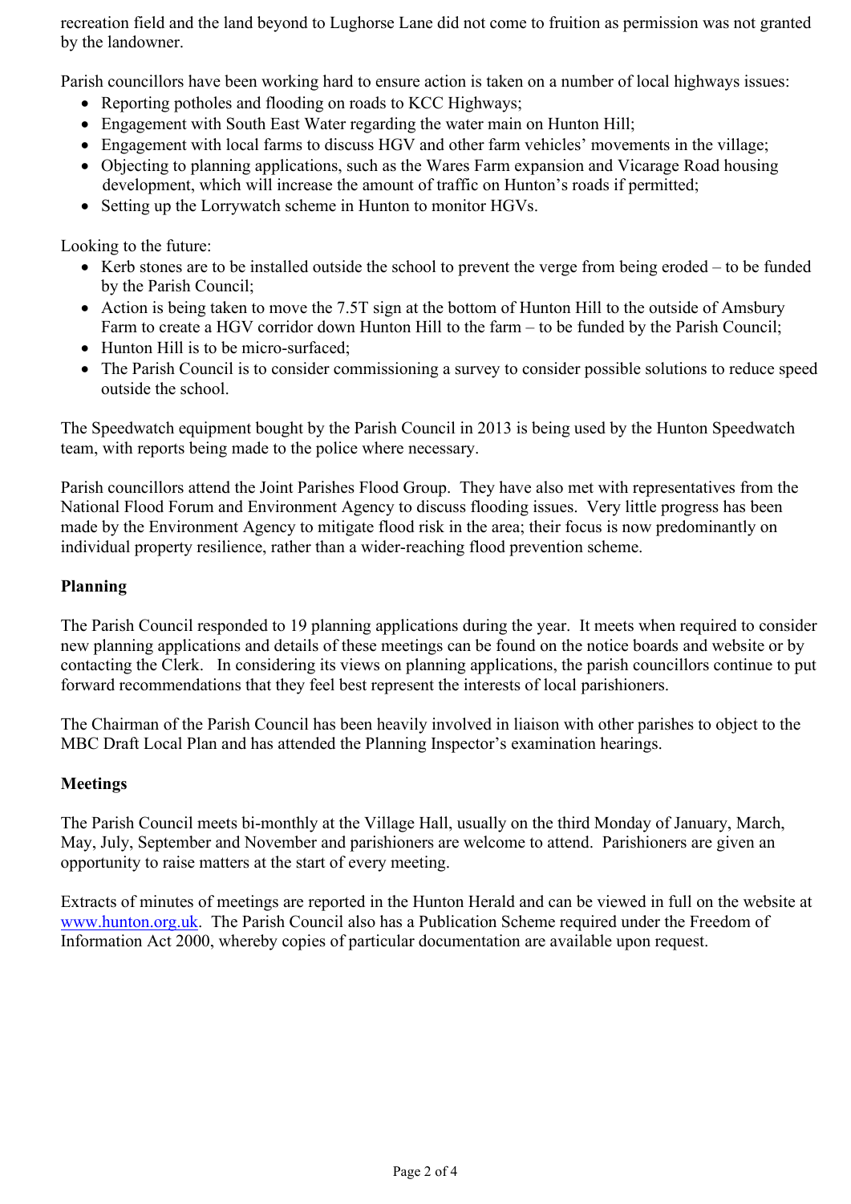recreation field and the land beyond to Lughorse Lane did not come to fruition as permission was not granted by the landowner.

Parish councillors have been working hard to ensure action is taken on a number of local highways issues:

- Reporting potholes and flooding on roads to KCC Highways;
- Engagement with South East Water regarding the water main on Hunton Hill;
- Engagement with local farms to discuss HGV and other farm vehicles' movements in the village;
- Objecting to planning applications, such as the Wares Farm expansion and Vicarage Road housing development, which will increase the amount of traffic on Hunton's roads if permitted;
- Setting up the Lorrywatch scheme in Hunton to monitor HGVs.

Looking to the future:

- Kerb stones are to be installed outside the school to prevent the verge from being eroded – to be funded by the Parish Council;
- Action is being taken to move the 7.5T sign at the bottom of Hunton Hill to the outside of Amsbury Farm to create a HGV corridor down Hunton Hill to the farm – to be funded by the Parish Council;
- Hunton Hill is to be micro-surfaced;
- The Parish Council is to consider commissioning a survey to consider possible solutions to reduce speed outside the school.

The Speedwatch equipment bought by the Parish Council in 2013 is being used by the Hunton Speedwatch team, with reports being made to the police where necessary.

Parish councillors attend the Joint Parishes Flood Group. They have also met with representatives from the National Flood Forum and Environment Agency to discuss flooding issues. Very little progress has been made by the Environment Agency to mitigate flood risk in the area; their focus is now predominantly on individual property resilience, rather than a wider-reaching flood prevention scheme.

**Planning**

The Parish Council responded to 19 planning applications during the year. It meets when required to consider new planning applications and details of these meetings can be found on the notice boards and website or by contacting the Clerk. In considering its views on planning applications, the parish councillors continue to put forward recommendations that they feel best represent the interests of local parishioners.

The Chairman of the Parish Council has been heavily involved in liaison with other parishes to object to the MBC Draft Local Plan and has attended the Planning Inspector's examination hearings.

**Meetings**

The Parish Council meets bi-monthly at the Village Hall, usually on the third Monday of January, March, May, July, September and November and parishioners are welcome to attend. Parishioners are given an opportunity to raise matters at the start of every meeting.

Extracts of minutes of meetings are reported in the Hunton Herald and can be viewed in full on the website at [www.hunton.org.uk](www.hunton.org.uk). The Parish Council also has a Publication Scheme required under the Freedom of Information Act 2000, whereby copies of particular documentation are available upon request.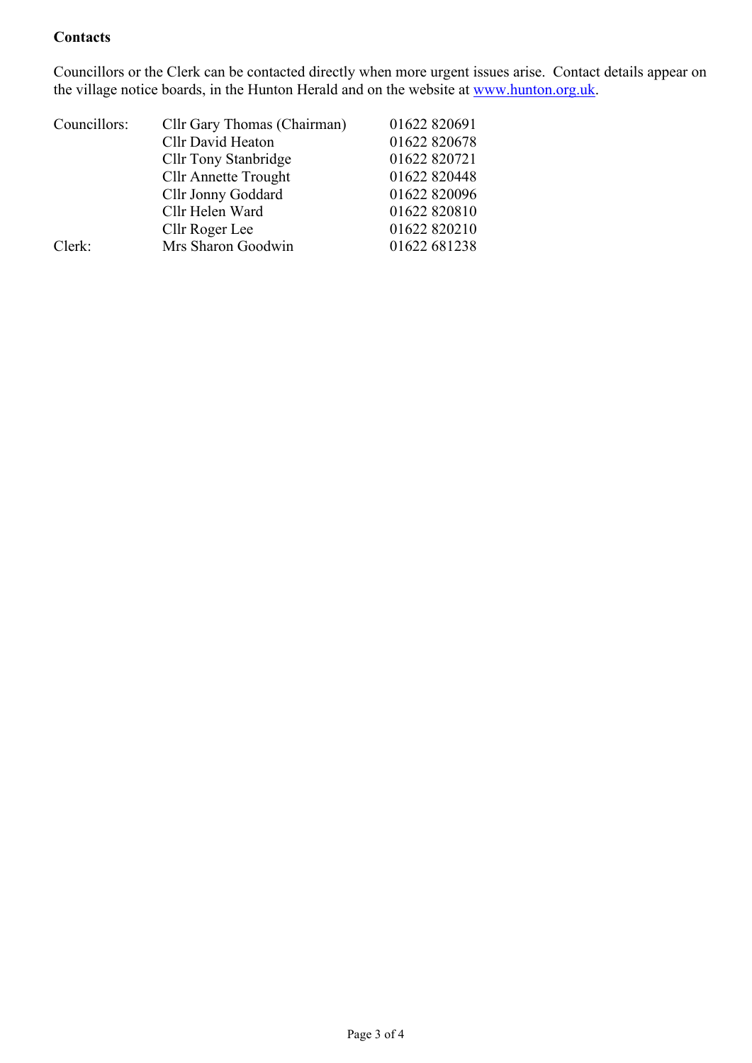**Contacts**

Councillors or the Clerk can be contacted directly when more urgent issues arise. Contact details appear on the village notice boards, in the Hunton Herald and on the website at [www.hunton.org.uk](http://www.hunton.org.uk).

| | | |
|---|---|---|
| Councillors: | Cllr Gary Thomas (Chairman) | 01622 820691 |
| | Cllr David Heaton | 01622 820678 |
| | Cllr Tony Stanbridge | 01622 820721 |
| | Cllr Annette Trought | 01622 820448 |
| | Cllr Jonny Goddard | 01622 820096 |
| | Cllr Helen Ward | 01622 820810 |
| | Cllr Roger Lee | 01622 820210 |
| Clerk: | Mrs Sharon Goodwin | 01622 681238 |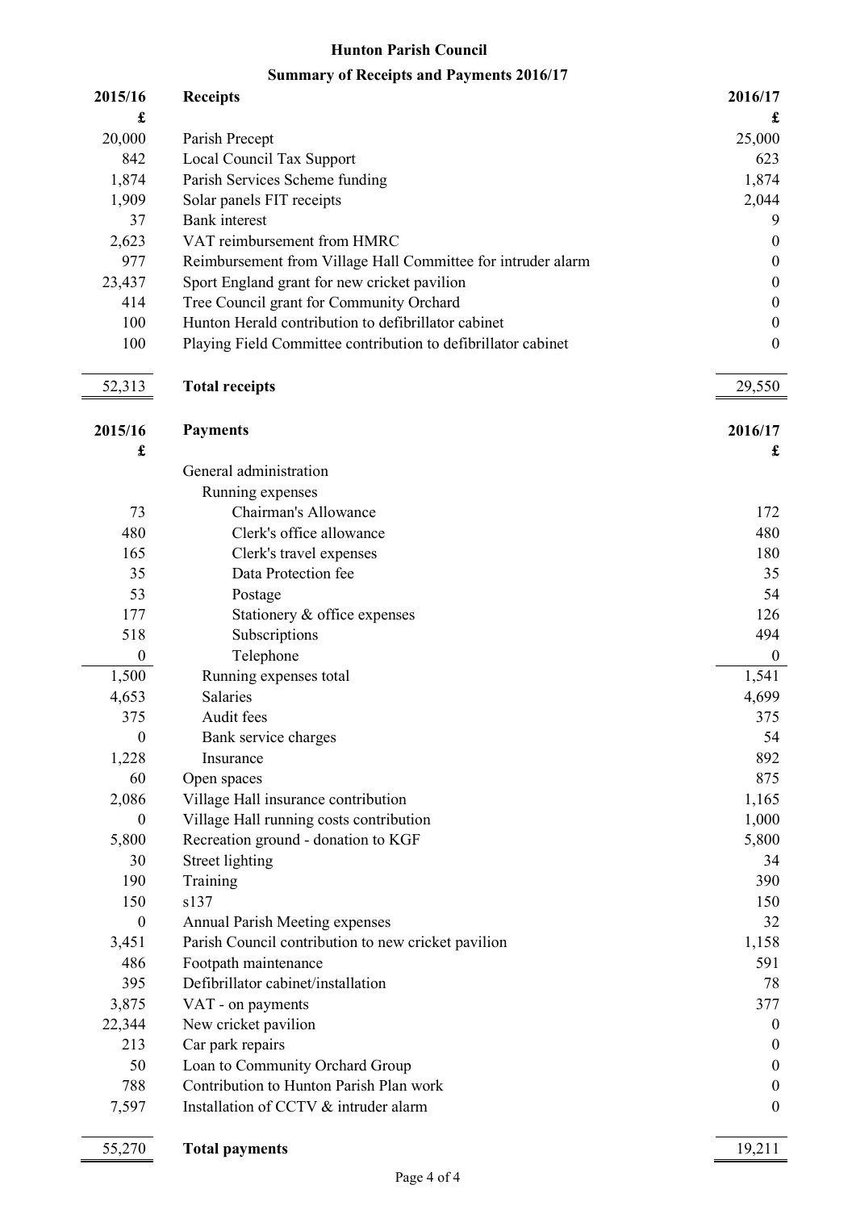# Hunton Parish Council

## Summary of Receipts and Payments 2016/17

| 2015/16 | Receipts | 2016/17 |
|---|---|---|
| £ | | £ |
| 20,000 | Parish Precept | 25,000 |
| 842 | Local Council Tax Support | 623 |
| 1,874 | Parish Services Scheme funding | 1,874 |
| 1,909 | Solar panels FIT receipts | 2,044 |
| 37 | Bank interest | 9 |
| 2,623 | VAT reimbursement from HMRC | 0 |
| 977 | Reimbursement from Village Hall Committee for intruder alarm | 0 |
| 23,437 | Sport England grant for new cricket pavilion | 0 |
| 414 | Tree Council grant for Community Orchard | 0 |
| 100 | Hunton Herald contribution to defibrillator cabinet | 0 |
| 100 | Playing Field Committee contribution to defibrillator cabinet | 0 |
| 52,313 | **Total receipts** | 29,550 |

| 2015/16 | Payments | 2016/17 |
|---|---|---|
| £ | | £ |
| | General administration | |
| | Running expenses | |
| 73 | Chairman's Allowance | 172 |
| 480 | Clerk's office allowance | 480 |
| 165 | Clerk's travel expenses | 180 |
| 35 | Data Protection fee | 35 |
| 53 | Postage | 54 |
| 177 | Stationery & office expenses | 126 |
| 518 | Subscriptions | 494 |
| 0 | Telephone | 0 |
| 1,500 | Running expenses total | 1,541 |
| 4,653 | Salaries | 4,699 |
| 375 | Audit fees | 375 |
| 0 | Bank service charges | 54 |
| 1,228 | Insurance | 892 |
| 60 | Open spaces | 875 |
| 2,086 | Village Hall insurance contribution | 1,165 |
| 0 | Village Hall running costs contribution | 1,000 |
| 5,800 | Recreation ground - donation to KGF | 5,800 |
| 30 | Street lighting | 34 |
| 190 | Training | 390 |
| 150 | s137 | 150 |
| 0 | Annual Parish Meeting expenses | 32 |
| 3,451 | Parish Council contribution to new cricket pavilion | 1,158 |
| 486 | Footpath maintenance | 591 |
| 395 | Defibrillator cabinet/installation | 78 |
| 3,875 | VAT - on payments | 377 |
| 22,344 | New cricket pavilion | 0 |
| 213 | Car park repairs | 0 |
| 50 | Loan to Community Orchard Group | 0 |
| 788 | Contribution to Hunton Parish Plan work | 0 |
| 7,597 | Installation of CCTV & intruder alarm | 0 |
| 55,270 | **Total payments** | 19,211 |